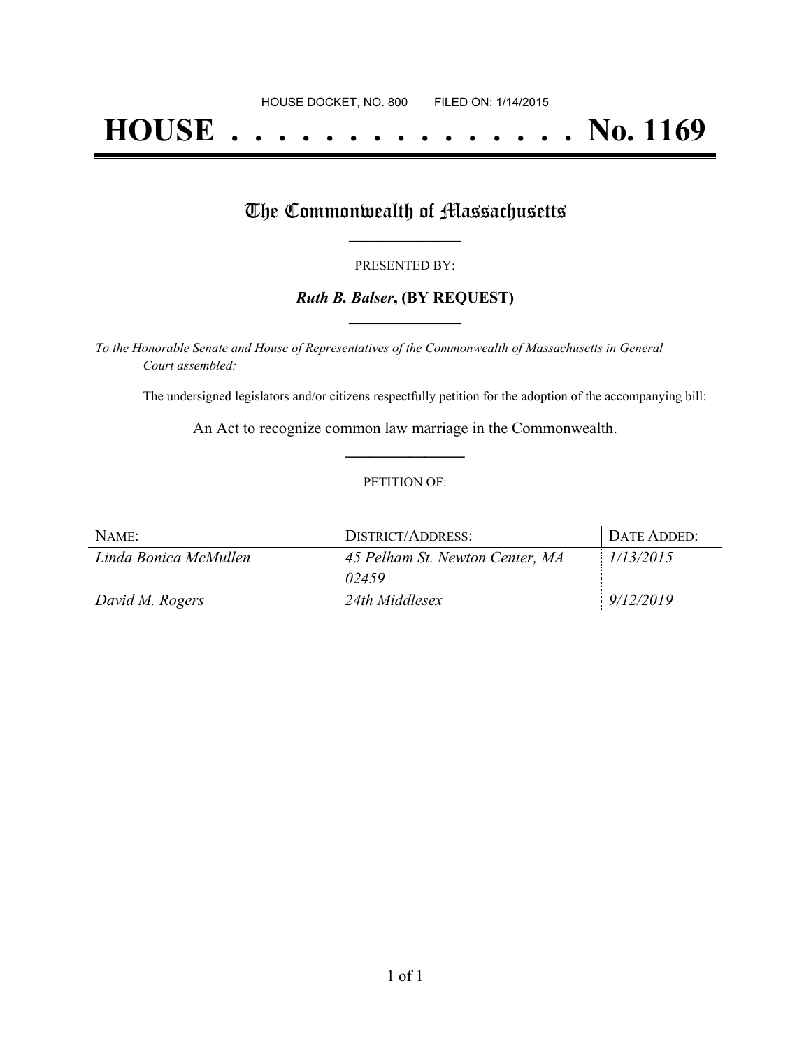HOUSE DOCKET, NO. 800 FILED ON: 1/14/2015

# HOUSE . . . . . . . . . . . . . . . No. 1169

## The Commonwealth of Massachusetts

PRESENTED BY:

***Ruth B. Balser*, (BY REQUEST)**

*To the Honorable Senate and House of Representatives of the Commonwealth of Massachusetts in General Court assembled:*

The undersigned legislators and/or citizens respectfully petition for the adoption of the accompanying bill:

An Act to recognize common law marriage in the Commonwealth.

PETITION OF:

| NAME: | DISTRICT/ADDRESS: | DATE ADDED: |
|---|---|---|
| *Linda Bonica McMullen* | *45 Pelham St. Newton Center, MA 02459* | *1/13/2015* |
| *David M. Rogers* | *24th Middlesex* | *9/12/2019* |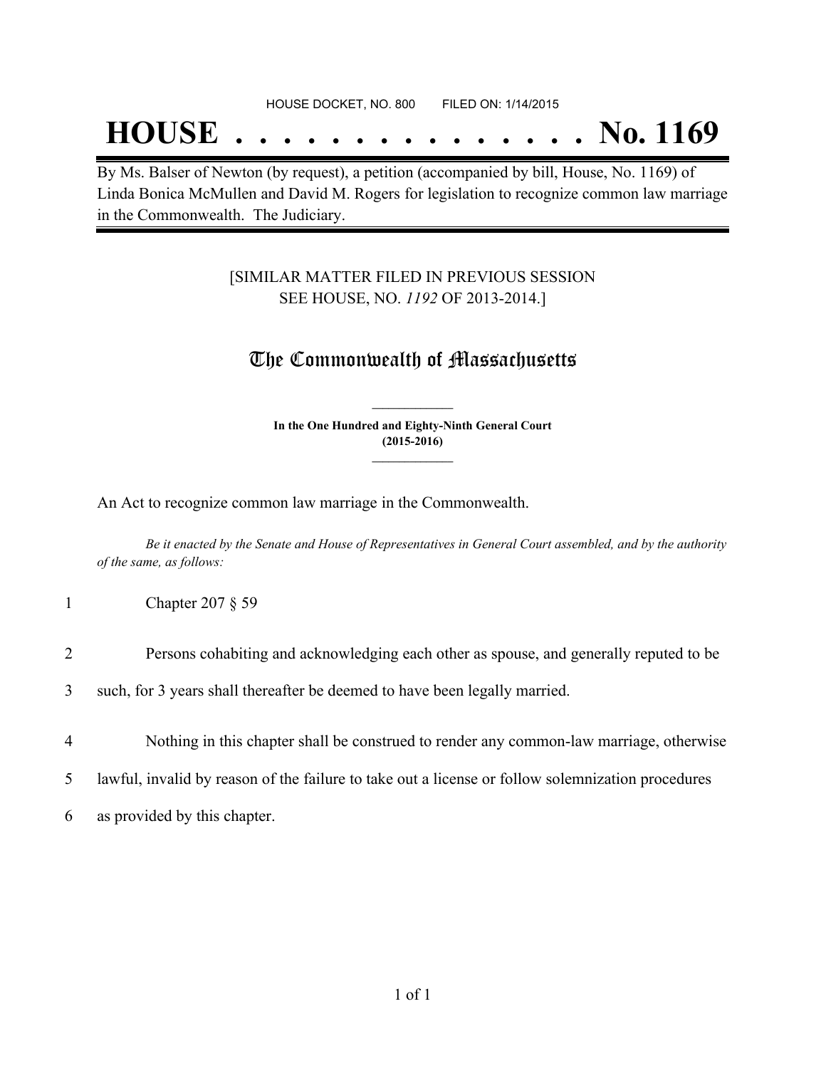HOUSE DOCKET, NO. 800 FILED ON: 1/14/2015

# HOUSE . . . . . . . . . . . . . . . No. 1169

By Ms. Balser of Newton (by request), a petition (accompanied by bill, House, No. 1169) of Linda Bonica McMullen and David M. Rogers for legislation to recognize common law marriage in the Commonwealth. The Judiciary.

[SIMILAR MATTER FILED IN PREVIOUS SESSION SEE HOUSE, NO. *1192* OF 2013-2014.]

## The Commonwealth of Massachusetts

**In the One Hundred and Eighty-Ninth General Court (2015-2016)**

An Act to recognize common law marriage in the Commonwealth.

*Be it enacted by the Senate and House of Representatives in General Court assembled, and by the authority of the same, as follows:*

1 Chapter 207 § 59

2 Persons cohabiting and acknowledging each other as spouse, and generally reputed to be
3 such, for 3 years shall thereafter be deemed to have been legally married.

4 Nothing in this chapter shall be construed to render any common-law marriage, otherwise
5 lawful, invalid by reason of the failure to take out a license or follow solemnization procedures
6 as provided by this chapter.